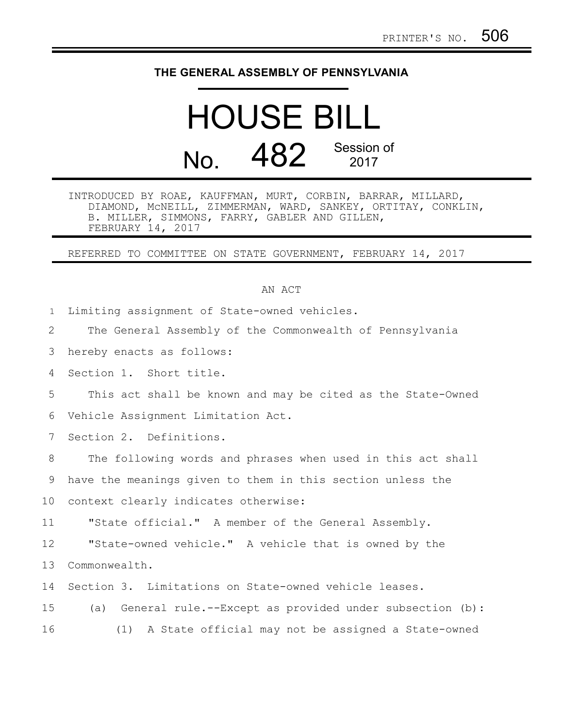PRINTER'S NO. 506

THE GENERAL ASSEMBLY OF PENNSYLVANIA

# HOUSE BILL

## No. 482 Session of 2017

INTRODUCED BY ROAE, KAUFFMAN, MURT, CORBIN, BARRAR, MILLARD, DIAMOND, McNEILL, ZIMMERMAN, WARD, SANKEY, ORTITAY, CONKLIN, B. MILLER, SIMMONS, FARRY, GABLER AND GILLEN, FEBRUARY 14, 2017

REFERRED TO COMMITTEE ON STATE GOVERNMENT, FEBRUARY 14, 2017

AN ACT

Limiting assignment of State-owned vehicles.

The General Assembly of the Commonwealth of Pennsylvania hereby enacts as follows:

Section 1. Short title.

This act shall be known and may be cited as the State-Owned Vehicle Assignment Limitation Act.

Section 2. Definitions.

The following words and phrases when used in this act shall have the meanings given to them in this section unless the context clearly indicates otherwise:

"State official." A member of the General Assembly.

"State-owned vehicle." A vehicle that is owned by the Commonwealth.

Section 3. Limitations on State-owned vehicle leases.

(a) General rule.--Except as provided under subsection (b):

(1) A State official may not be assigned a State-owned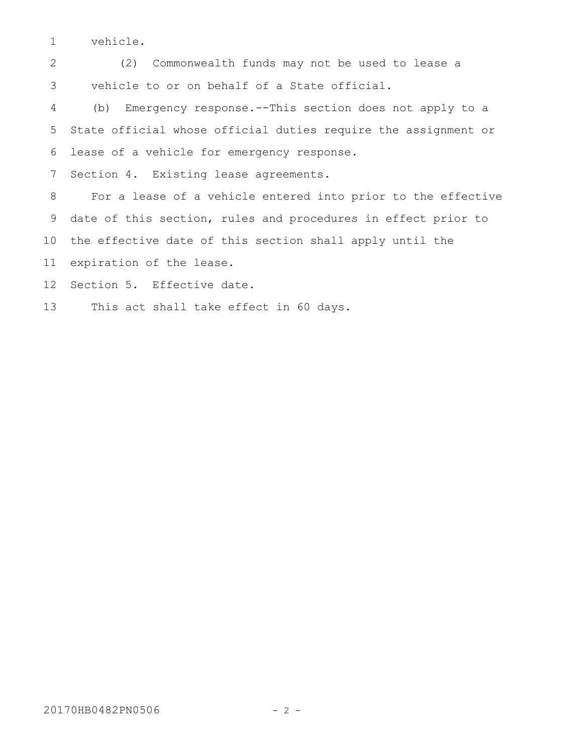vehicle.

(2) Commonwealth funds may not be used to lease a vehicle to or on behalf of a State official.

(b) Emergency response.--This section does not apply to a State official whose official duties require the assignment or lease of a vehicle for emergency response.

Section 4. Existing lease agreements.

For a lease of a vehicle entered into prior to the effective date of this section, rules and procedures in effect prior to the effective date of this section shall apply until the expiration of the lease.

Section 5. Effective date.

This act shall take effect in 60 days.